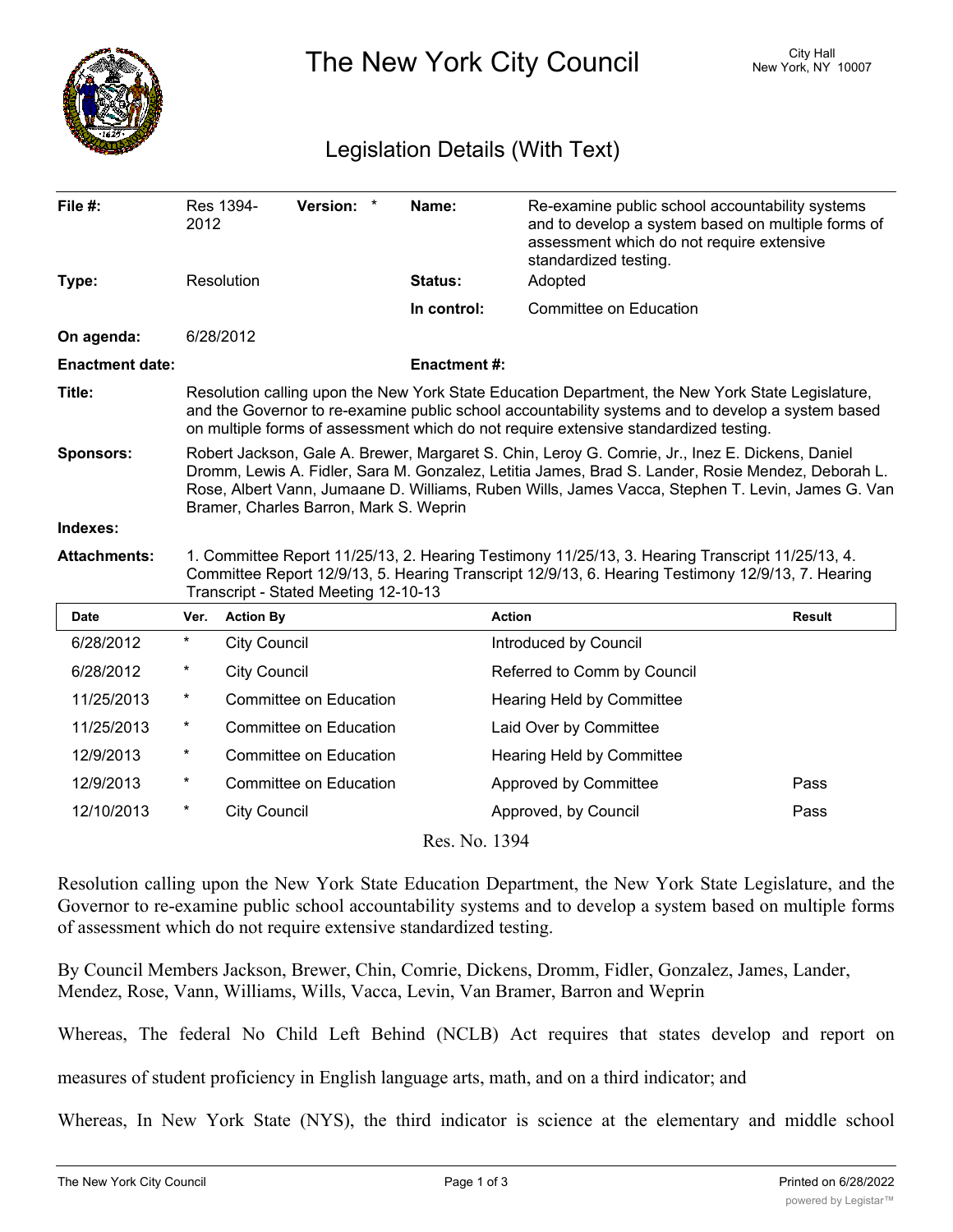# The New York City Council

City Hall
New York, NY 10007

## Legislation Details (With Text)

| | | | |
|---|---|---|---|
| **File #:** | Res 1394-2012 **Version:** * | **Name:** | Re-examine public school accountability systems and to develop a system based on multiple forms of assessment which do not require extensive standardized testing. |
| **Type:** | Resolution | **Status:** | Adopted |
| | | **In control:** | Committee on Education |
| **On agenda:** | 6/28/2012 | | |
| **Enactment date:** | | **Enactment #:** | |

**Title:** Resolution calling upon the New York State Education Department, the New York State Legislature, and the Governor to re-examine public school accountability systems and to develop a system based on multiple forms of assessment which do not require extensive standardized testing.

**Sponsors:** Robert Jackson, Gale A. Brewer, Margaret S. Chin, Leroy G. Comrie, Jr., Inez E. Dickens, Daniel Dromm, Lewis A. Fidler, Sara M. Gonzalez, Letitia James, Brad S. Lander, Rosie Mendez, Deborah L. Rose, Albert Vann, Jumaane D. Williams, Ruben Wills, James Vacca, Stephen T. Levin, James G. Van Bramer, Charles Barron, Mark S. Weprin

**Indexes:**

**Attachments:** 1. Committee Report 11/25/13, 2. Hearing Testimony 11/25/13, 3. Hearing Transcript 11/25/13, 4. Committee Report 12/9/13, 5. Hearing Transcript 12/9/13, 6. Hearing Testimony 12/9/13, 7. Hearing Transcript - Stated Meeting 12-10-13

| Date | Ver. | Action By | Action | Result |
|---|---|---|---|---|
| 6/28/2012 | * | City Council | Introduced by Council | |
| 6/28/2012 | * | City Council | Referred to Comm by Council | |
| 11/25/2013 | * | Committee on Education | Hearing Held by Committee | |
| 11/25/2013 | * | Committee on Education | Laid Over by Committee | |
| 12/9/2013 | * | Committee on Education | Hearing Held by Committee | |
| 12/9/2013 | * | Committee on Education | Approved by Committee | Pass |
| 12/10/2013 | * | City Council | Approved, by Council | Pass |

Res. No. 1394

Resolution calling upon the New York State Education Department, the New York State Legislature, and the Governor to re-examine public school accountability systems and to develop a system based on multiple forms of assessment which do not require extensive standardized testing.

By Council Members Jackson, Brewer, Chin, Comrie, Dickens, Dromm, Fidler, Gonzalez, James, Lander, Mendez, Rose, Vann, Williams, Wills, Vacca, Levin, Van Bramer, Barron and Weprin

Whereas, The federal No Child Left Behind (NCLB) Act requires that states develop and report on measures of student proficiency in English language arts, math, and on a third indicator; and

Whereas, In New York State (NYS), the third indicator is science at the elementary and middle school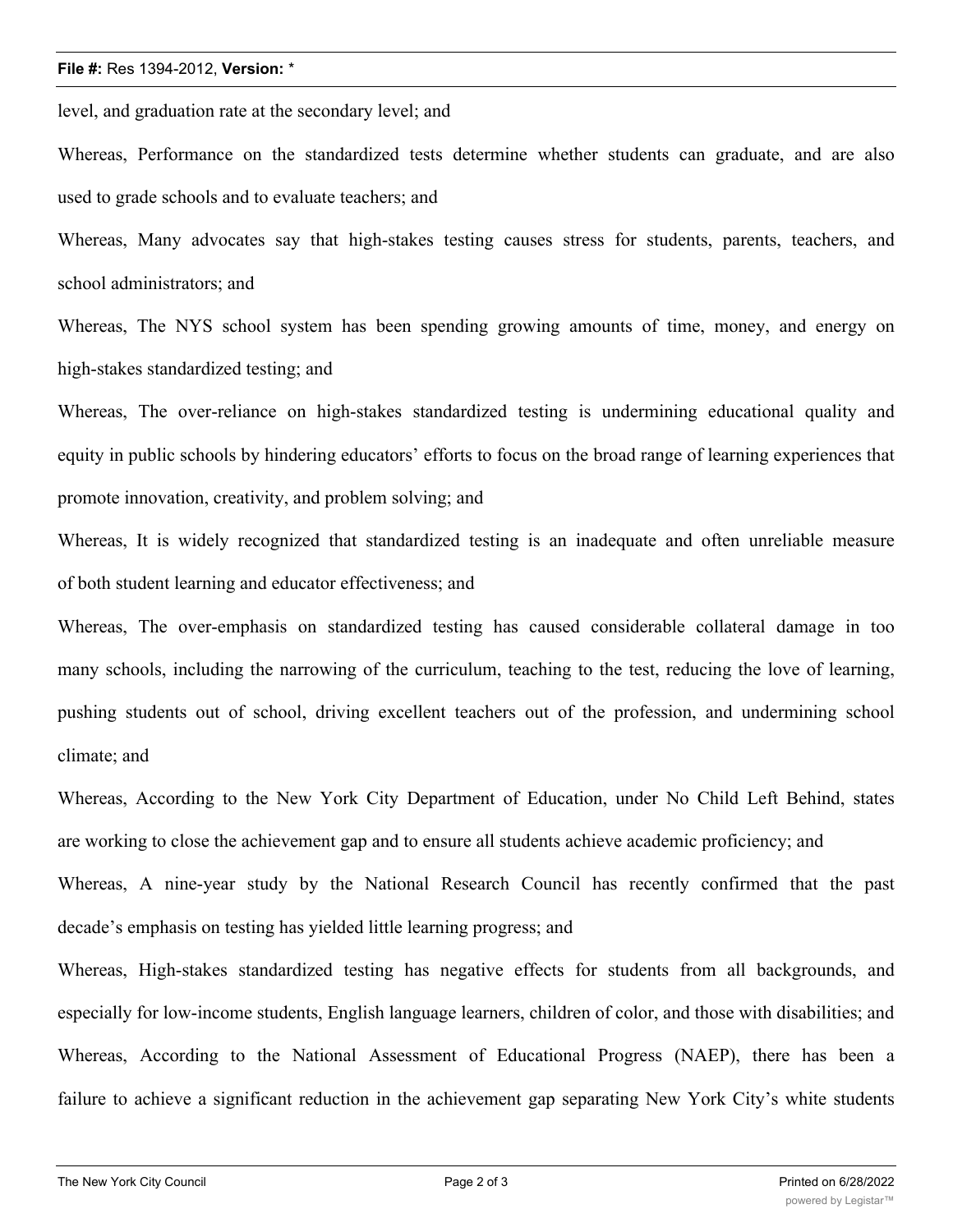level, and graduation rate at the secondary level; and

Whereas, Performance on the standardized tests determine whether students can graduate, and are also used to grade schools and to evaluate teachers; and

Whereas, Many advocates say that high-stakes testing causes stress for students, parents, teachers, and school administrators; and

Whereas, The NYS school system has been spending growing amounts of time, money, and energy on high-stakes standardized testing; and

Whereas, The over-reliance on high-stakes standardized testing is undermining educational quality and equity in public schools by hindering educators' efforts to focus on the broad range of learning experiences that promote innovation, creativity, and problem solving; and

Whereas, It is widely recognized that standardized testing is an inadequate and often unreliable measure of both student learning and educator effectiveness; and

Whereas, The over-emphasis on standardized testing has caused considerable collateral damage in too many schools, including the narrowing of the curriculum, teaching to the test, reducing the love of learning, pushing students out of school, driving excellent teachers out of the profession, and undermining school climate; and

Whereas, According to the New York City Department of Education, under No Child Left Behind, states are working to close the achievement gap and to ensure all students achieve academic proficiency; and

Whereas, A nine-year study by the National Research Council has recently confirmed that the past decade's emphasis on testing has yielded little learning progress; and

Whereas, High-stakes standardized testing has negative effects for students from all backgrounds, and especially for low-income students, English language learners, children of color, and those with disabilities; and

Whereas, According to the National Assessment of Educational Progress (NAEP), there has been a failure to achieve a significant reduction in the achievement gap separating New York City's white students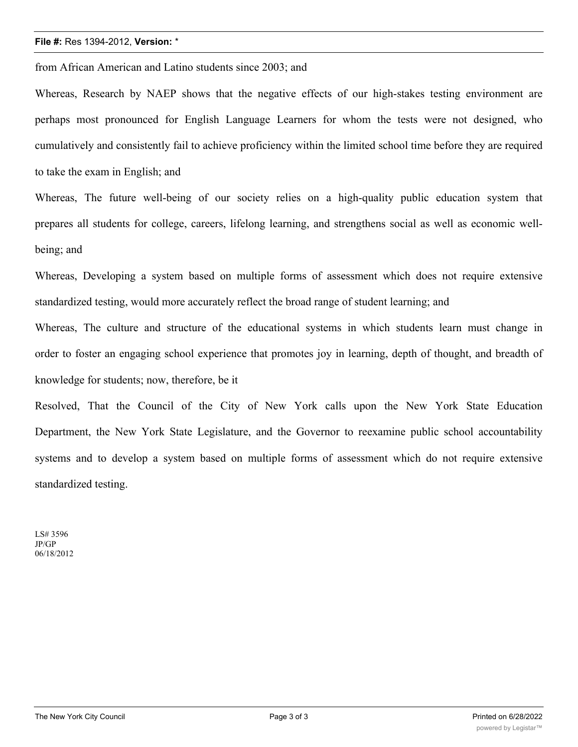from African American and Latino students since 2003; and

Whereas, Research by NAEP shows that the negative effects of our high-stakes testing environment are perhaps most pronounced for English Language Learners for whom the tests were not designed, who cumulatively and consistently fail to achieve proficiency within the limited school time before they are required to take the exam in English; and

Whereas, The future well-being of our society relies on a high-quality public education system that prepares all students for college, careers, lifelong learning, and strengthens social as well as economic well-being; and

Whereas, Developing a system based on multiple forms of assessment which does not require extensive standardized testing, would more accurately reflect the broad range of student learning; and

Whereas, The culture and structure of the educational systems in which students learn must change in order to foster an engaging school experience that promotes joy in learning, depth of thought, and breadth of knowledge for students; now, therefore, be it

Resolved, That the Council of the City of New York calls upon the New York State Education Department, the New York State Legislature, and the Governor to reexamine public school accountability systems and to develop a system based on multiple forms of assessment which do not require extensive standardized testing.

LS# 3596
JP/GP
06/18/2012